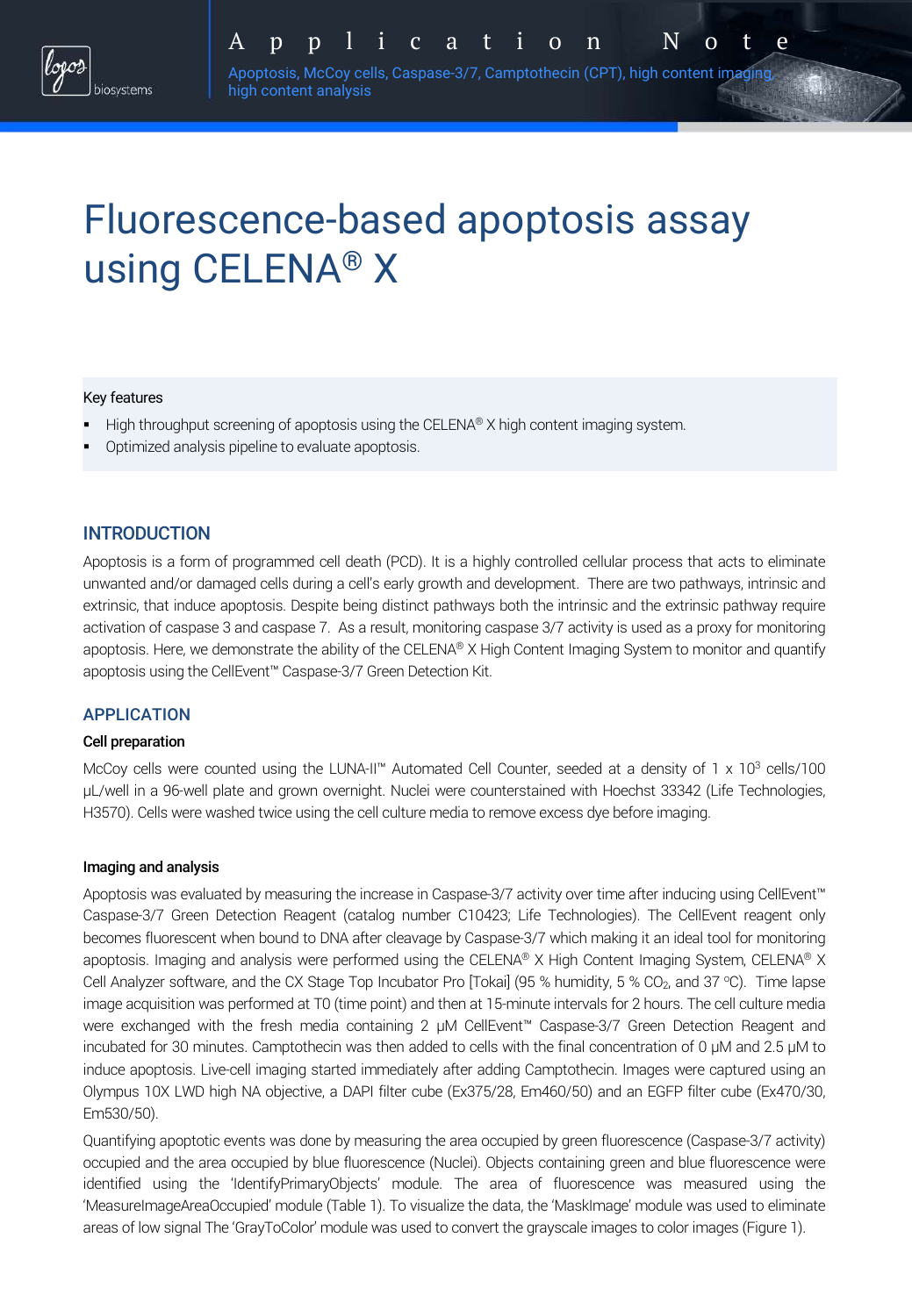Application Note

Apoptosis, McCoy cells, Caspase-3/7, Camptothecin (CPT), high content imaging, high content analysis

# Fluorescence-based apoptosis assay using CELENA® X

Key features

- High throughput screening of apoptosis using the CELENA® X high content imaging system.
- Optimized analysis pipeline to evaluate apoptosis.

## INTRODUCTION

Apoptosis is a form of programmed cell death (PCD). It is a highly controlled cellular process that acts to eliminate unwanted and/or damaged cells during a cell's early growth and development. There are two pathways, intrinsic and extrinsic, that induce apoptosis. Despite being distinct pathways both the intrinsic and the extrinsic pathway require activation of caspase 3 and caspase 7. As a result, monitoring caspase 3/7 activity is used as a proxy for monitoring apoptosis. Here, we demonstrate the ability of the CELENA® X High Content Imaging System to monitor and quantify apoptosis using the CellEvent™ Caspase-3/7 Green Detection Kit.

## APPLICATION

### Cell preparation

McCoy cells were counted using the LUNA-II™ Automated Cell Counter, seeded at a density of 1 x $10^3$ cells/100 µL/well in a 96-well plate and grown overnight. Nuclei were counterstained with Hoechst 33342 (Life Technologies, H3570). Cells were washed twice using the cell culture media to remove excess dye before imaging.

### Imaging and analysis

Apoptosis was evaluated by measuring the increase in Caspase-3/7 activity over time after inducing using CellEvent™ Caspase-3/7 Green Detection Reagent (catalog number C10423; Life Technologies). The CellEvent reagent only becomes fluorescent when bound to DNA after cleavage by Caspase-3/7 which making it an ideal tool for monitoring apoptosis. Imaging and analysis were performed using the CELENA® X High Content Imaging System, CELENA® X Cell Analyzer software, and the CX Stage Top Incubator Pro [Tokai] (95 % humidity, 5 % $CO_2$, and 37 °C). Time lapse image acquisition was performed at T0 (time point) and then at 15-minute intervals for 2 hours. The cell culture media were exchanged with the fresh media containing 2 µM CellEvent™ Caspase-3/7 Green Detection Reagent and incubated for 30 minutes. Camptothecin was then added to cells with the final concentration of 0 µM and 2.5 µM to induce apoptosis. Live-cell imaging started immediately after adding Camptothecin. Images were captured using an Olympus 10X LWD high NA objective, a DAPI filter cube (Ex375/28, Em460/50) and an EGFP filter cube (Ex470/30, Em530/50).

Quantifying apoptotic events was done by measuring the area occupied by green fluorescence (Caspase-3/7 activity) occupied and the area occupied by blue fluorescence (Nuclei). Objects containing green and blue fluorescence were identified using the 'IdentifyPrimaryObjects' module. The area of fluorescence was measured using the 'MeasureImageAreaOccupied' module (Table 1). To visualize the data, the 'MaskImage' module was used to eliminate areas of low signal The 'GrayToColor' module was used to convert the grayscale images to color images (Figure 1).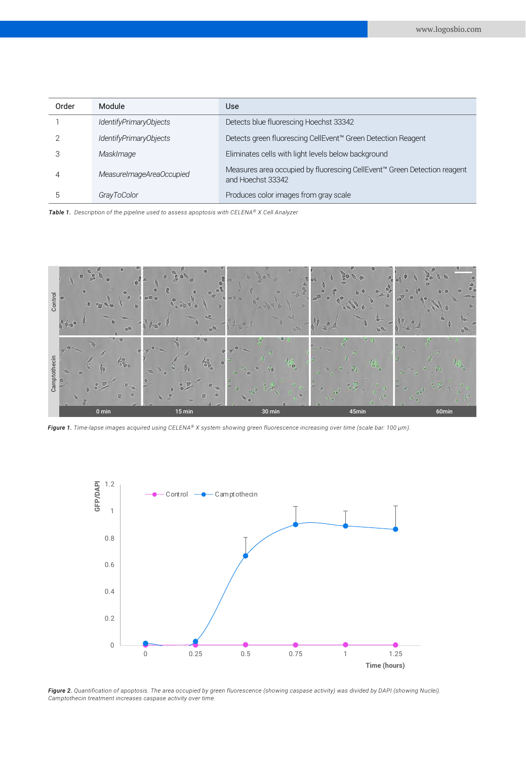| Order | Module | Use |
|---|---|---|
| 1 | *IdentifyPrimaryObjects* | Detects blue fluorescing Hoechst 33342 |
| 2 | *IdentifyPrimaryObjects* | Detects green fluorescing CellEvent™ Green Detection Reagent |
| 3 | *MaskImage* | Eliminates cells with light levels below background |
| 4 | *MeasureImageAreaOccupied* | Measures area occupied by fluorescing CellEvent™ Green Detection reagent and Hoechst 33342 |
| 5 | *GrayToColor* | Produces color images from gray scale |

***Table 1.*** *Description of the pipeline used to assess apoptosis with CELENA® X Cell Analyzer*

***Figure 1.*** *Time-lapse images acquired using CELENA® X system showing green fluorescence increasing over time (scale bar: 100 μm).*

***Figure 2.*** *Quantification of apoptosis. The area occupied by green fluorescence (showing caspase activity) was divided by DAPI (showing Nuclei). Camptothecin treatment increases caspase activity over time.*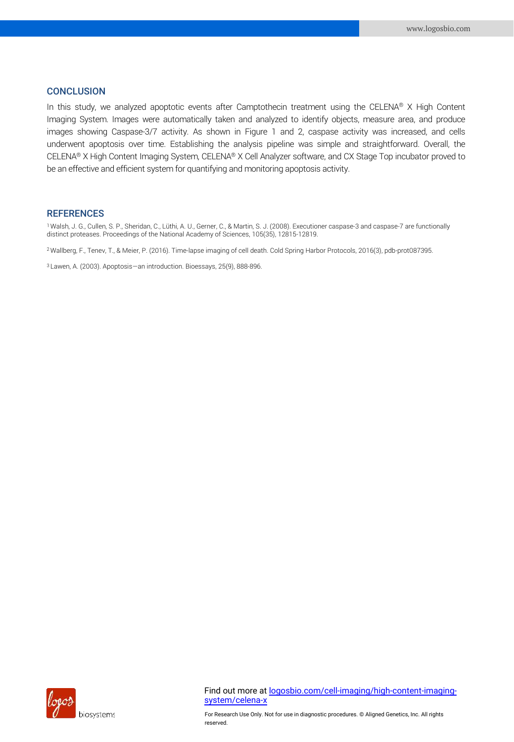## CONCLUSION

In this study, we analyzed apoptotic events after Camptothecin treatment using the CELENA® X High Content Imaging System. Images were automatically taken and analyzed to identify objects, measure area, and produce images showing Caspase-3/7 activity. As shown in Figure 1 and 2, caspase activity was increased, and cells underwent apoptosis over time. Establishing the analysis pipeline was simple and straightforward. Overall, the CELENA® X High Content Imaging System, CELENA® X Cell Analyzer software, and CX Stage Top incubator proved to be an effective and efficient system for quantifying and monitoring apoptosis activity.

## REFERENCES

[1] Walsh, J. G., Cullen, S. P., Sheridan, C., Lüthi, A. U., Gerner, C., & Martin, S. J. (2008). Executioner caspase-3 and caspase-7 are functionally distinct proteases. Proceedings of the National Academy of Sciences, 105(35), 12815-12819.

[2] Wallberg, F., Tenev, T., & Meier, P. (2016). Time-lapse imaging of cell death. Cold Spring Harbor Protocols, 2016(3), pdb-prot087395.

[3] Lawen, A. (2003). Apoptosis—an introduction. Bioessays, 25(9), 888-896.

Find out more at [logosbio.com/cell-imaging/high-content-imaging-system/celena-x](logosbio.com/cell-imaging/high-content-imaging-system/celena-x)

For Research Use Only. Not for use in diagnostic procedures. © Aligned Genetics, Inc. All rights reserved.